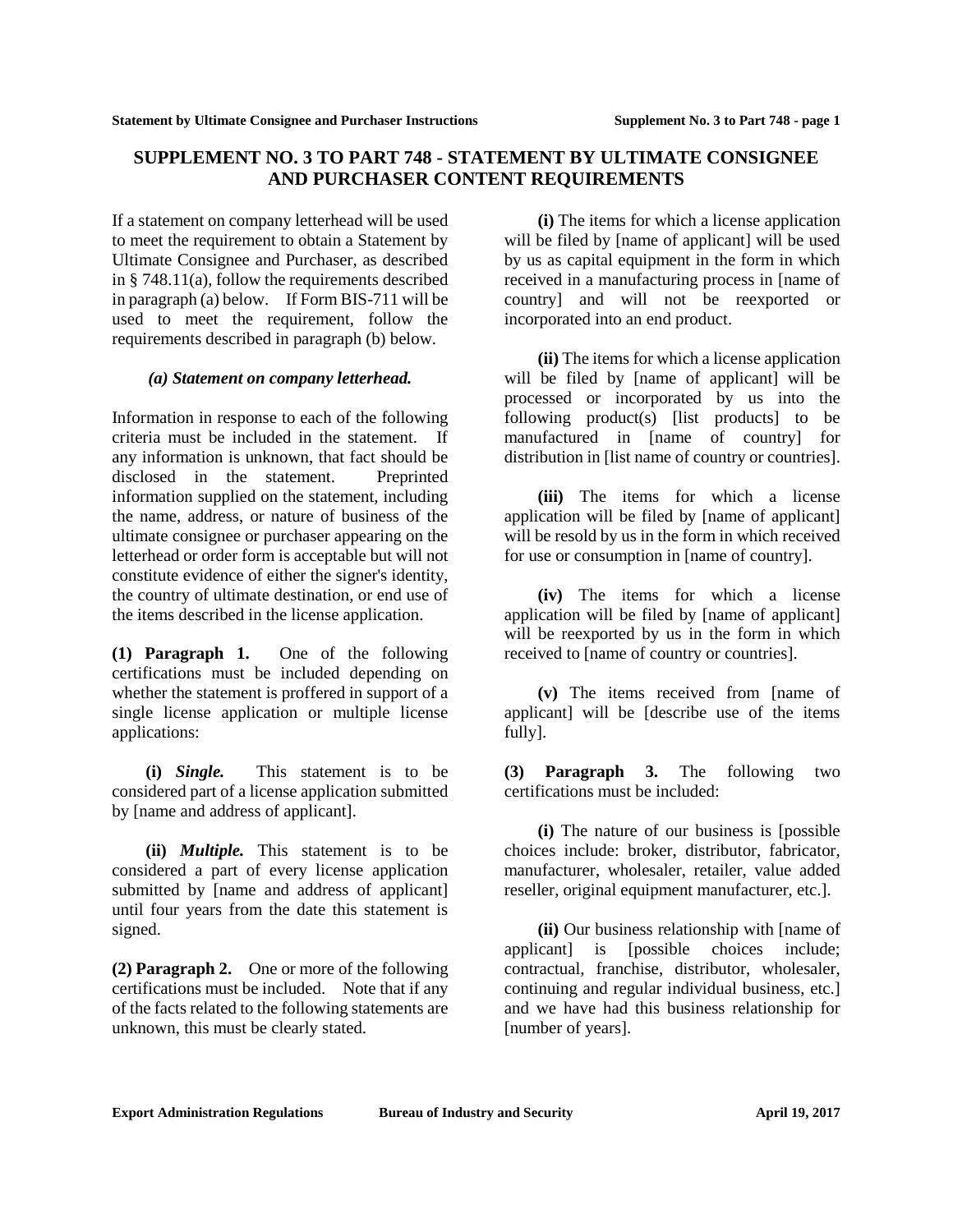# SUPPLEMENT NO. 3 TO PART 748 - STATEMENT BY ULTIMATE CONSIGNEE AND PURCHASER CONTENT REQUIREMENTS

If a statement on company letterhead will be used to meet the requirement to obtain a Statement by Ultimate Consignee and Purchaser, as described in § 748.11(a), follow the requirements described in paragraph (a) below. If Form BIS-711 will be used to meet the requirement, follow the requirements described in paragraph (b) below.

***(a) Statement on company letterhead.***

Information in response to each of the following criteria must be included in the statement. If any information is unknown, that fact should be disclosed in the statement. Preprinted information supplied on the statement, including the name, address, or nature of business of the ultimate consignee or purchaser appearing on the letterhead or order form is acceptable but will not constitute evidence of either the signer's identity, the country of ultimate destination, or end use of the items described in the license application.

**(1) Paragraph 1.** One of the following certifications must be included depending on whether the statement is proffered in support of a single license application or multiple license applications:

**(i)** ***Single.*** This statement is to be considered part of a license application submitted by [name and address of applicant].

**(ii)** ***Multiple.*** This statement is to be considered a part of every license application submitted by [name and address of applicant] until four years from the date this statement is signed.

**(2) Paragraph 2.** One or more of the following certifications must be included. Note that if any of the facts related to the following statements are unknown, this must be clearly stated.

**(i)** The items for which a license application will be filed by [name of applicant] will be used by us as capital equipment in the form in which received in a manufacturing process in [name of country] and will not be reexported or incorporated into an end product.

**(ii)** The items for which a license application will be filed by [name of applicant] will be processed or incorporated by us into the following product(s) [list products] to be manufactured in [name of country] for distribution in [list name of country or countries].

**(iii)** The items for which a license application will be filed by [name of applicant] will be resold by us in the form in which received for use or consumption in [name of country].

**(iv)** The items for which a license application will be filed by [name of applicant] will be reexported by us in the form in which received to [name of country or countries].

**(v)** The items received from [name of applicant] will be [describe use of the items fully].

**(3) Paragraph 3.** The following two certifications must be included:

**(i)** The nature of our business is [possible choices include: broker, distributor, fabricator, manufacturer, wholesaler, retailer, value added reseller, original equipment manufacturer, etc.].

**(ii)** Our business relationship with [name of applicant] is [possible choices include; contractual, franchise, distributor, wholesaler, continuing and regular individual business, etc.] and we have had this business relationship for [number of years].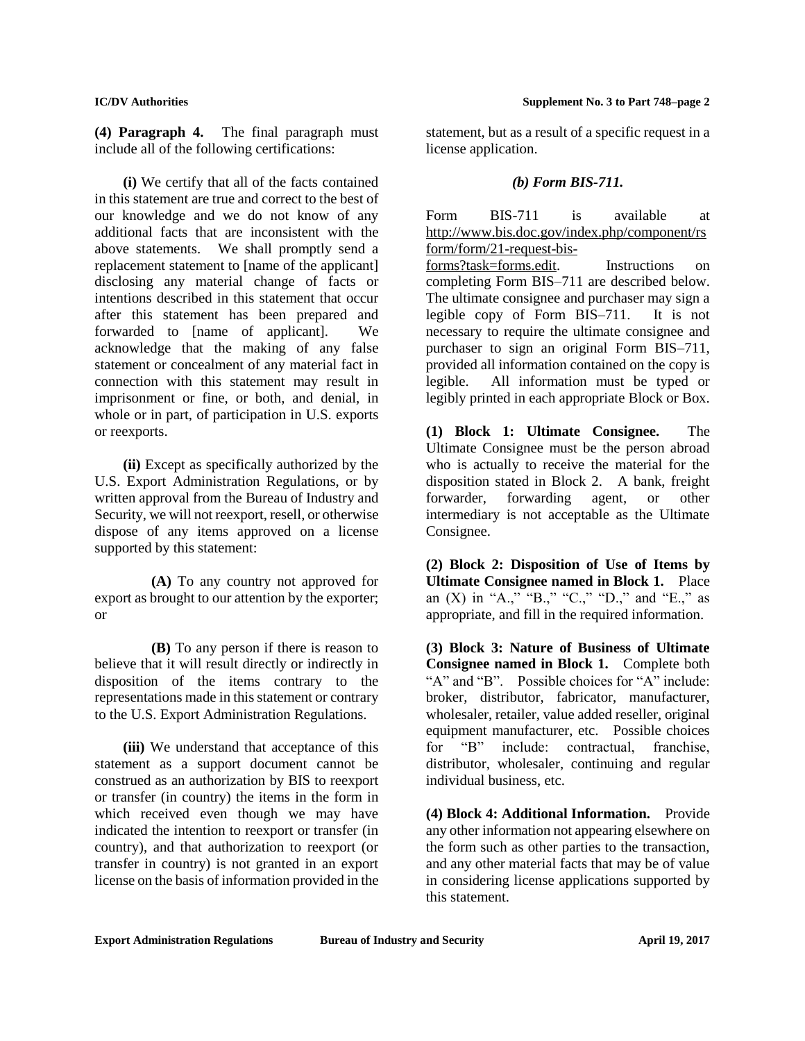**(4) Paragraph 4.** The final paragraph must include all of the following certifications:

**(i)** We certify that all of the facts contained in this statement are true and correct to the best of our knowledge and we do not know of any additional facts that are inconsistent with the above statements. We shall promptly send a replacement statement to [name of the applicant] disclosing any material change of facts or intentions described in this statement that occur after this statement has been prepared and forwarded to [name of applicant]. We acknowledge that the making of any false statement or concealment of any material fact in connection with this statement may result in imprisonment or fine, or both, and denial, in whole or in part, of participation in U.S. exports or reexports.

**(ii)** Except as specifically authorized by the U.S. Export Administration Regulations, or by written approval from the Bureau of Industry and Security, we will not reexport, resell, or otherwise dispose of any items approved on a license supported by this statement:

**(A)** To any country not approved for export as brought to our attention by the exporter; or

**(B)** To any person if there is reason to believe that it will result directly or indirectly in disposition of the items contrary to the representations made in this statement or contrary to the U.S. Export Administration Regulations.

**(iii)** We understand that acceptance of this statement as a support document cannot be construed as an authorization by BIS to reexport or transfer (in country) the items in the form in which received even though we may have indicated the intention to reexport or transfer (in country), and that authorization to reexport (or transfer in country) is not granted in an export license on the basis of information provided in the statement, but as a result of a specific request in a license application.

### *(b) Form BIS-711.*

Form BIS-711 is available at http://www.bis.doc.gov/index.php/component/rsform/form/21-request-bis-forms?task=forms.edit. Instructions on completing Form BIS–711 are described below. The ultimate consignee and purchaser may sign a legible copy of Form BIS–711. It is not necessary to require the ultimate consignee and purchaser to sign an original Form BIS–711, provided all information contained on the copy is legible. All information must be typed or legibly printed in each appropriate Block or Box.

**(1) Block 1: Ultimate Consignee.** The Ultimate Consignee must be the person abroad who is actually to receive the material for the disposition stated in Block 2. A bank, freight forwarder, forwarding agent, or other intermediary is not acceptable as the Ultimate Consignee.

**(2) Block 2: Disposition of Use of Items by Ultimate Consignee named in Block 1.** Place an (X) in "A.," "B.," "C.," "D.," and "E.," as appropriate, and fill in the required information.

**(3) Block 3: Nature of Business of Ultimate Consignee named in Block 1.** Complete both "A" and "B". Possible choices for "A" include: broker, distributor, fabricator, manufacturer, wholesaler, retailer, value added reseller, original equipment manufacturer, etc. Possible choices for "B" include: contractual, franchise, distributor, wholesaler, continuing and regular individual business, etc.

**(4) Block 4: Additional Information.** Provide any other information not appearing elsewhere on the form such as other parties to the transaction, and any other material facts that may be of value in considering license applications supported by this statement.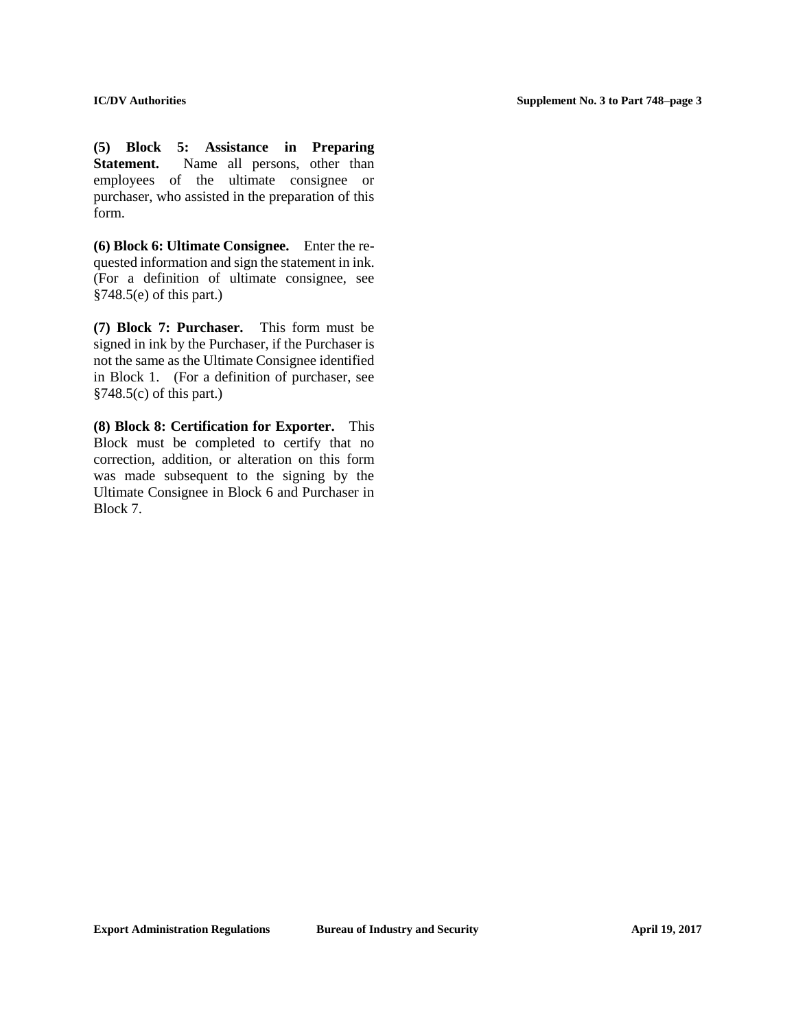**(5) Block 5: Assistance in Preparing Statement.** Name all persons, other than employees of the ultimate consignee or purchaser, who assisted in the preparation of this form.

**(6) Block 6: Ultimate Consignee.** Enter the requested information and sign the statement in ink. (For a definition of ultimate consignee, see §748.5(e) of this part.)

**(7) Block 7: Purchaser.** This form must be signed in ink by the Purchaser, if the Purchaser is not the same as the Ultimate Consignee identified in Block 1. (For a definition of purchaser, see §748.5(c) of this part.)

**(8) Block 8: Certification for Exporter.** This Block must be completed to certify that no correction, addition, or alteration on this form was made subsequent to the signing by the Ultimate Consignee in Block 6 and Purchaser in Block 7.